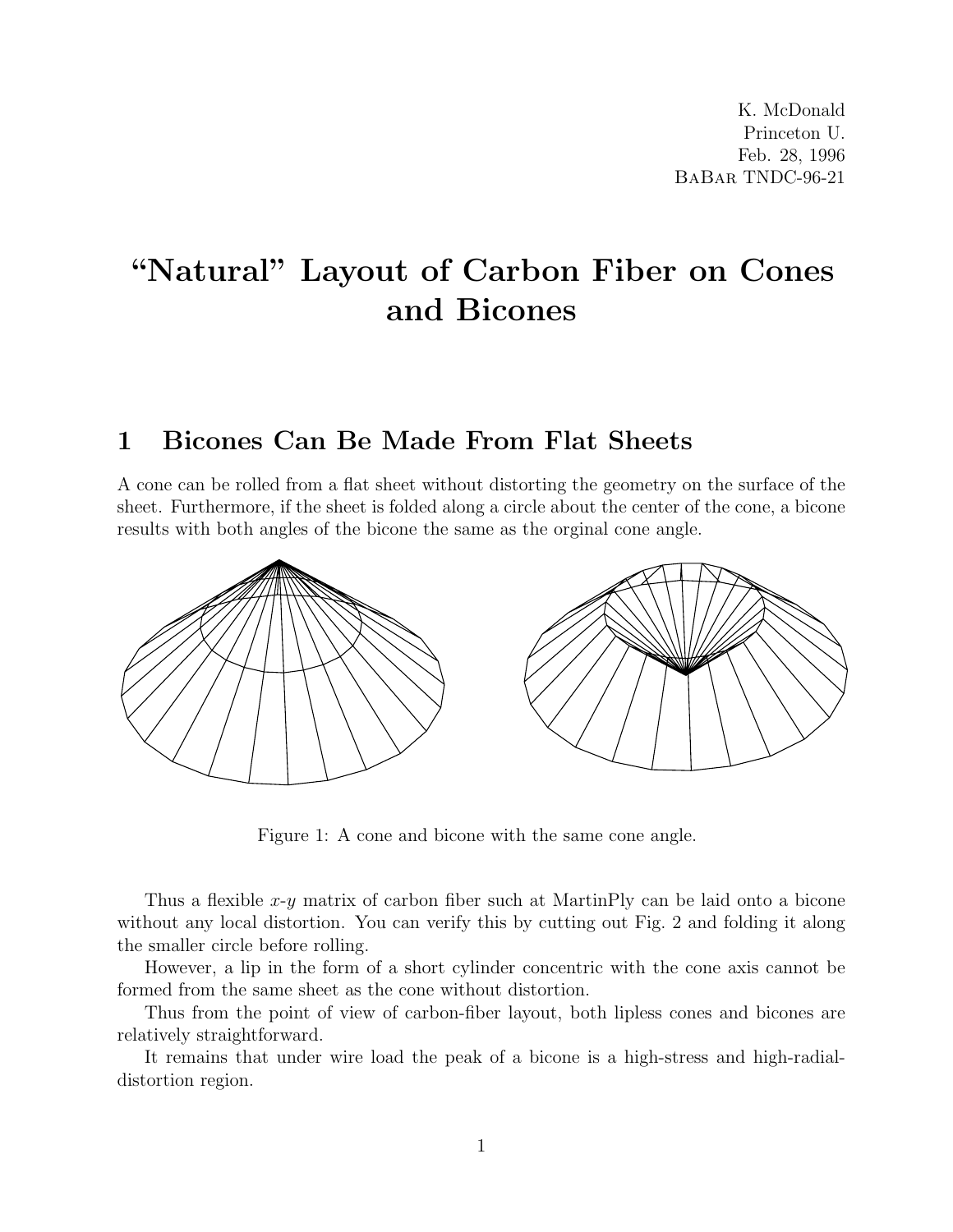K. McDonald
Princeton U.
Feb. 28, 1996
BaBar TNDC-96-21

# "Natural" Layout of Carbon Fiber on Cones and Bicones

## 1 Bicones Can Be Made From Flat Sheets

A cone can be rolled from a flat sheet without distorting the geometry on the surface of the sheet. Furthermore, if the sheet is folded along a circle about the center of the cone, a bicone results with both angles of the bicone the same as the orginal cone angle.

Figure 1: A cone and bicone with the same cone angle.

Thus a flexible $x$-$y$ matrix of carbon fiber such at MartinPly can be laid onto a bicone without any local distortion. You can verify this by cutting out Fig. 2 and folding it along the smaller circle before rolling.

However, a lip in the form of a short cylinder concentric with the cone axis cannot be formed from the same sheet as the cone without distortion.

Thus from the point of view of carbon-fiber layout, both lipless cones and bicones are relatively straightforward.

It remains that under wire load the peak of a bicone is a high-stress and high-radial-distortion region.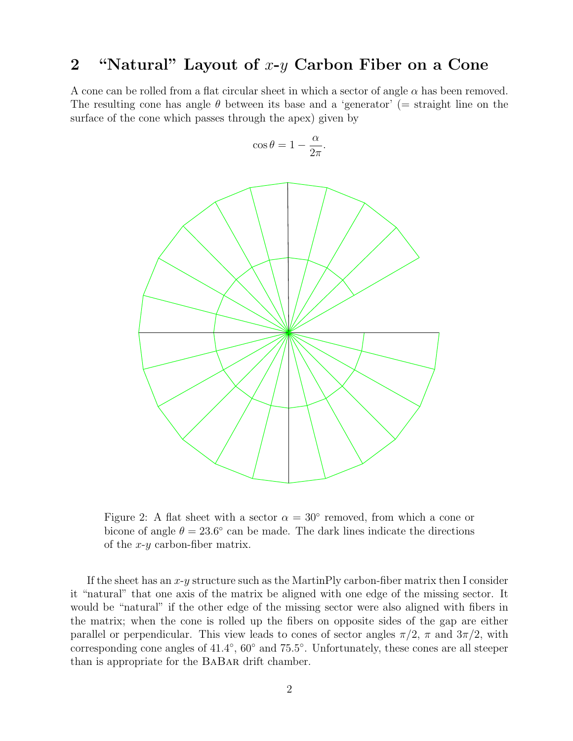## 2 "Natural" Layout of $x$-$y$ Carbon Fiber on a Cone

A cone can be rolled from a flat circular sheet in which a sector of angle $\alpha$ has been removed. The resulting cone has angle $\theta$ between its base and a 'generator' (= straight line on the surface of the cone which passes through the apex) given by

$$\cos\theta = 1 - \frac{\alpha}{2\pi}.$$

Figure 2: A flat sheet with a sector $\alpha = 30^\circ$ removed, from which a cone or bicone of angle $\theta = 23.6^\circ$ can be made. The dark lines indicate the directions of the $x$-$y$ carbon-fiber matrix.

If the sheet has an $x$-$y$ structure such as the MartinPly carbon-fiber matrix then I consider it "natural" that one axis of the matrix be aligned with one edge of the missing sector. It would be "natural" if the other edge of the missing sector were also aligned with fibers in the matrix; when the cone is rolled up the fibers on opposite sides of the gap are either parallel or perpendicular. This view leads to cones of sector angles $\pi/2$, $\pi$ and $3\pi/2$, with corresponding cone angles of $41.4^\circ$, $60^\circ$ and $75.5^\circ$. Unfortunately, these cones are all steeper than is appropriate for the BaBar drift chamber.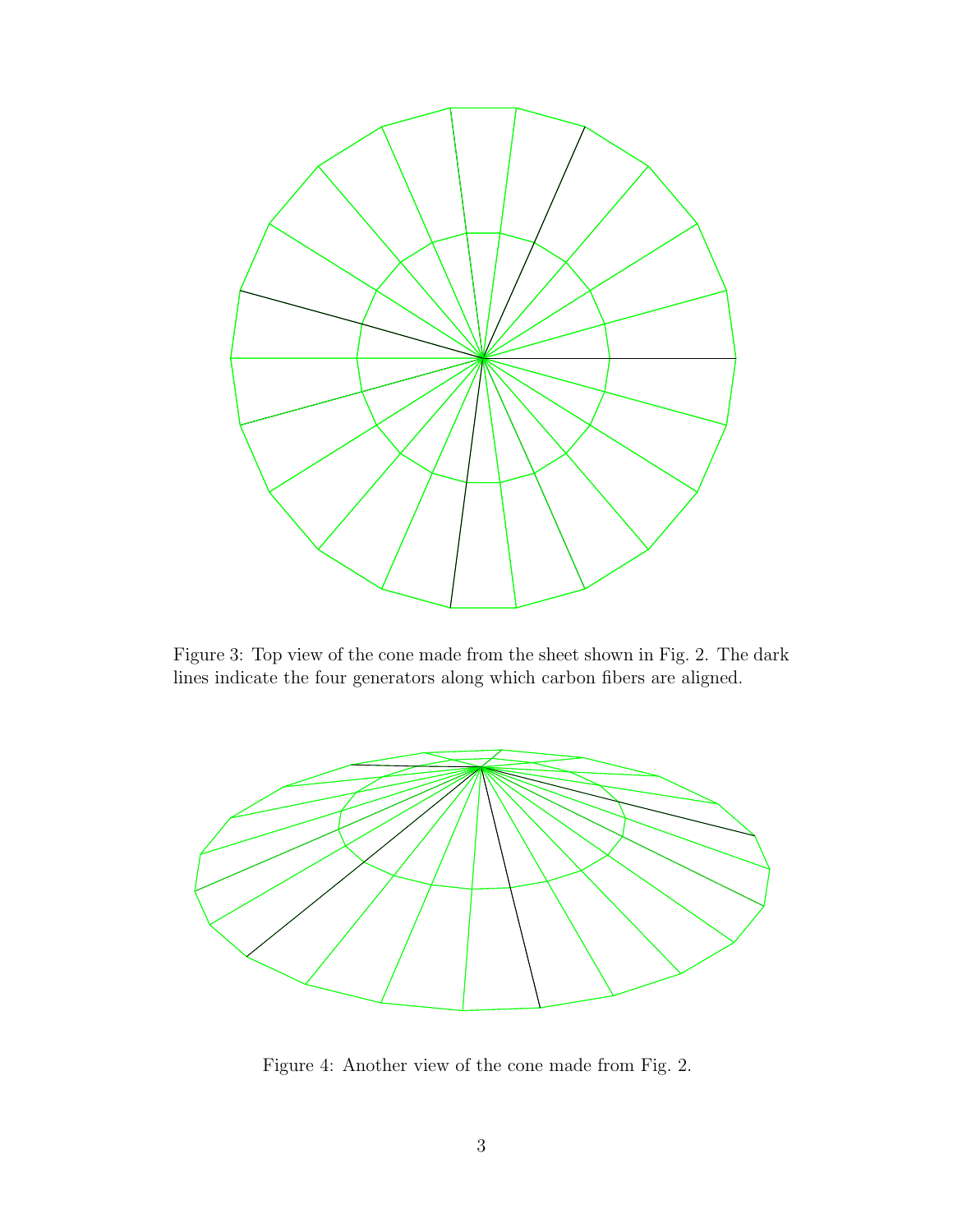Figure 3: Top view of the cone made from the sheet shown in Fig. 2. The dark lines indicate the four generators along which carbon fibers are aligned.

Figure 4: Another view of the cone made from Fig. 2.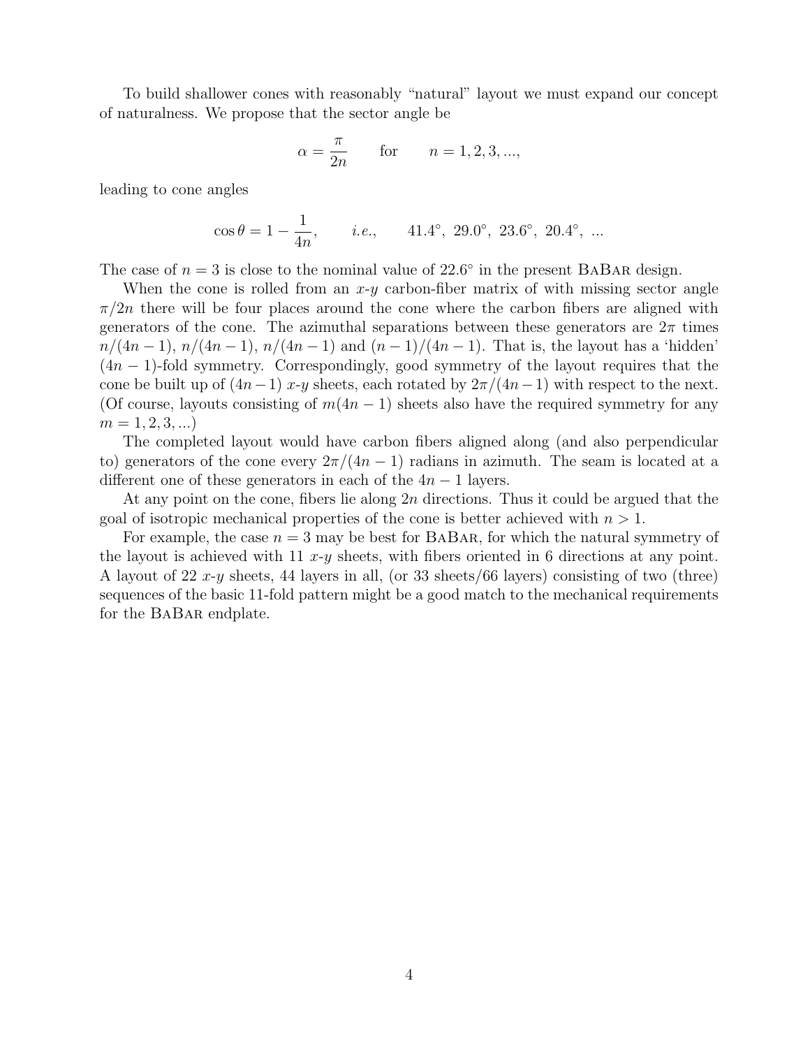To build shallower cones with reasonably "natural" layout we must expand our concept of naturalness. We propose that the sector angle be

$$\alpha = \frac{\pi}{2n} \qquad \text{for} \qquad n = 1, 2, 3, ...,$$

leading to cone angles

$$\cos\theta = 1 - \frac{1}{4n}, \qquad \textit{i.e.}, \qquad 41.4^\circ,\ 29.0^\circ,\ 23.6^\circ,\ 20.4^\circ,\ ...$$

The case of $n = 3$ is close to the nominal value of $22.6^\circ$ in the present BaBar design.

When the cone is rolled from an $x$-$y$ carbon-fiber matrix of with missing sector angle $\pi/2n$ there will be four places around the cone where the carbon fibers are aligned with generators of the cone. The azimuthal separations between these generators are $2\pi$ times $n/(4n-1)$, $n/(4n-1)$, $n/(4n-1)$ and $(n-1)/(4n-1)$. That is, the layout has a 'hidden' $(4n-1)$-fold symmetry. Correspondingly, good symmetry of the layout requires that the cone be built up of $(4n-1)$ $x$-$y$ sheets, each rotated by $2\pi/(4n-1)$ with respect to the next. (Of course, layouts consisting of $m(4n-1)$ sheets also have the required symmetry for any $m = 1, 2, 3, ...$)

The completed layout would have carbon fibers aligned along (and also perpendicular to) generators of the cone every $2\pi/(4n-1)$ radians in azimuth. The seam is located at a different one of these generators in each of the $4n-1$ layers.

At any point on the cone, fibers lie along $2n$ directions. Thus it could be argued that the goal of isotropic mechanical properties of the cone is better achieved with $n > 1$.

For example, the case $n = 3$ may be best for BaBar, for which the natural symmetry of the layout is achieved with 11 $x$-$y$ sheets, with fibers oriented in 6 directions at any point. A layout of 22 $x$-$y$ sheets, 44 layers in all, (or 33 sheets/66 layers) consisting of two (three) sequences of the basic 11-fold pattern might be a good match to the mechanical requirements for the BaBar endplate.